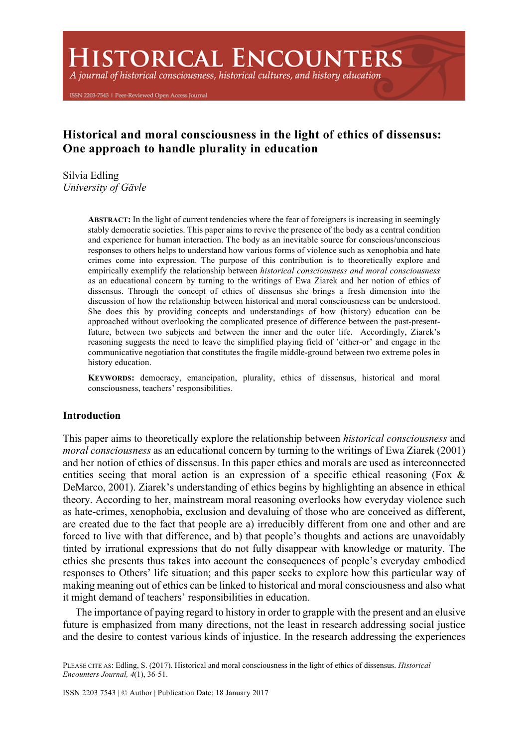# Historical and moral consciousness in the light of ethics of dissensus: One approach to handle plurality in education

Silvia Edling
*University of Gävle*

**ABSTRACT:** In the light of current tendencies where the fear of foreigners is increasing in seemingly stably democratic societies. This paper aims to revive the presence of the body as a central condition and experience for human interaction. The body as an inevitable source for conscious/unconscious responses to others helps to understand how various forms of violence such as xenophobia and hate crimes come into expression. The purpose of this contribution is to theoretically explore and empirically exemplify the relationship between *historical consciousness and moral consciousness* as an educational concern by turning to the writings of Ewa Ziarek and her notion of ethics of dissensus. Through the concept of ethics of dissensus she brings a fresh dimension into the discussion of how the relationship between historical and moral consciousness can be understood. She does this by providing concepts and understandings of how (history) education can be approached without overlooking the complicated presence of difference between the past-present-future, between two subjects and between the inner and the outer life. Accordingly, Ziarek's reasoning suggests the need to leave the simplified playing field of 'either-or' and engage in the communicative negotiation that constitutes the fragile middle-ground between two extreme poles in history education.

**KEYWORDS:** democracy, emancipation, plurality, ethics of dissensus, historical and moral consciousness, teachers' responsibilities.

## Introduction

This paper aims to theoretically explore the relationship between *historical consciousness* and *moral consciousness* as an educational concern by turning to the writings of Ewa Ziarek (2001) and her notion of ethics of dissensus. In this paper ethics and morals are used as interconnected entities seeing that moral action is an expression of a specific ethical reasoning (Fox & DeMarco, 2001). Ziarek's understanding of ethics begins by highlighting an absence in ethical theory. According to her, mainstream moral reasoning overlooks how everyday violence such as hate-crimes, xenophobia, exclusion and devaluing of those who are conceived as different, are created due to the fact that people are a) irreducibly different from one and other and are forced to live with that difference, and b) that people's thoughts and actions are unavoidably tinted by irrational expressions that do not fully disappear with knowledge or maturity. The ethics she presents thus takes into account the consequences of people's everyday embodied responses to Others' life situation; and this paper seeks to explore how this particular way of making meaning out of ethics can be linked to historical and moral consciousness and also what it might demand of teachers' responsibilities in education.

The importance of paying regard to history in order to grapple with the present and an elusive future is emphasized from many directions, not the least in research addressing social justice and the desire to contest various kinds of injustice. In the research addressing the experiences

PLEASE CITE AS: Edling, S. (2017). Historical and moral consciousness in the light of ethics of dissensus. *Historical Encounters Journal, 4*(1), 36-51.

ISSN 2203 7543 | © Author | Publication Date: 18 January 2017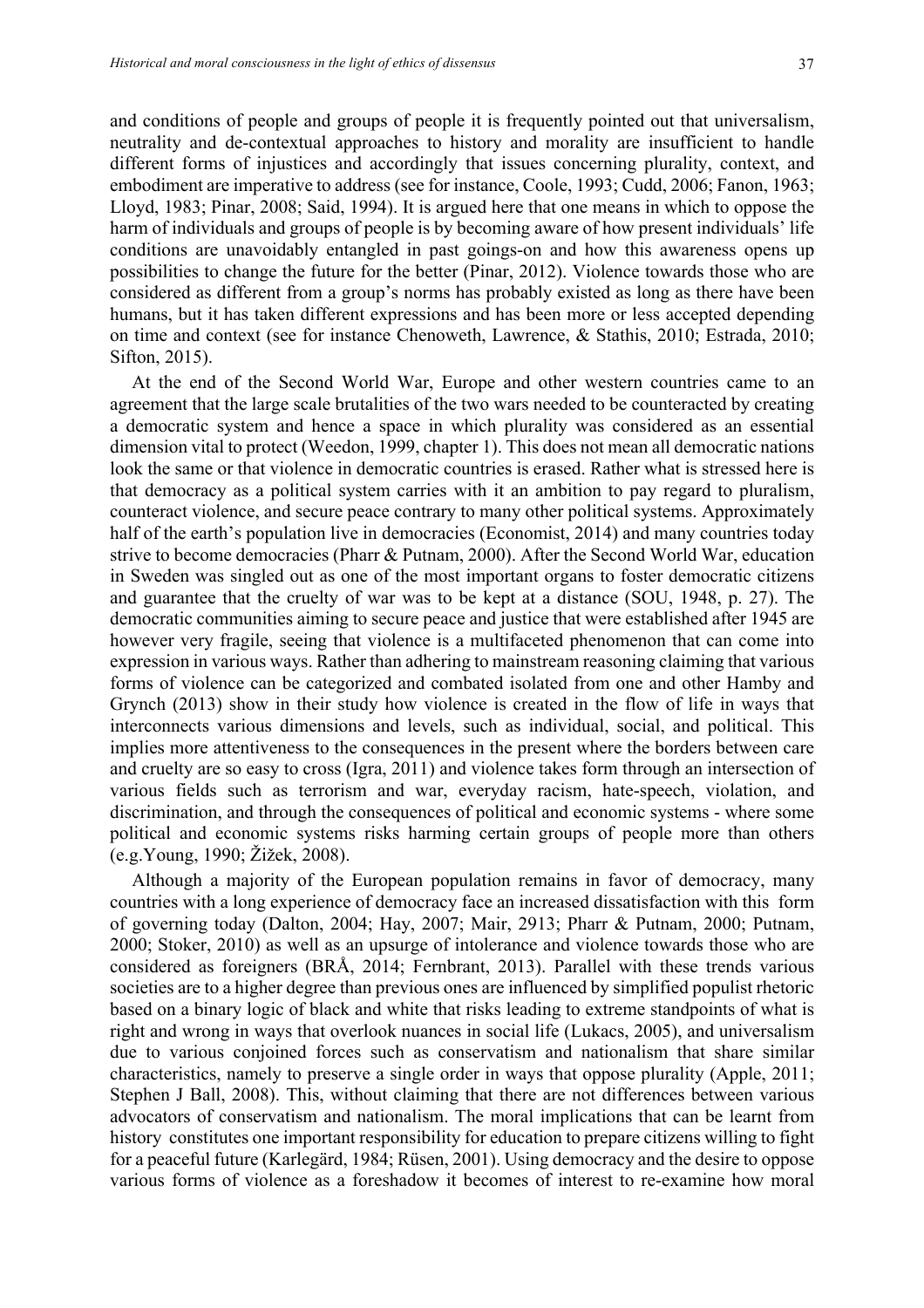and conditions of people and groups of people it is frequently pointed out that universalism, neutrality and de-contextual approaches to history and morality are insufficient to handle different forms of injustices and accordingly that issues concerning plurality, context, and embodiment are imperative to address (see for instance, Coole, 1993; Cudd, 2006; Fanon, 1963; Lloyd, 1983; Pinar, 2008; Said, 1994). It is argued here that one means in which to oppose the harm of individuals and groups of people is by becoming aware of how present individuals' life conditions are unavoidably entangled in past goings-on and how this awareness opens up possibilities to change the future for the better (Pinar, 2012). Violence towards those who are considered as different from a group's norms has probably existed as long as there have been humans, but it has taken different expressions and has been more or less accepted depending on time and context (see for instance Chenoweth, Lawrence, & Stathis, 2010; Estrada, 2010; Sifton, 2015).

At the end of the Second World War, Europe and other western countries came to an agreement that the large scale brutalities of the two wars needed to be counteracted by creating a democratic system and hence a space in which plurality was considered as an essential dimension vital to protect (Weedon, 1999, chapter 1). This does not mean all democratic nations look the same or that violence in democratic countries is erased. Rather what is stressed here is that democracy as a political system carries with it an ambition to pay regard to pluralism, counteract violence, and secure peace contrary to many other political systems. Approximately half of the earth's population live in democracies (Economist, 2014) and many countries today strive to become democracies (Pharr & Putnam, 2000). After the Second World War, education in Sweden was singled out as one of the most important organs to foster democratic citizens and guarantee that the cruelty of war was to be kept at a distance (SOU, 1948, p. 27). The democratic communities aiming to secure peace and justice that were established after 1945 are however very fragile, seeing that violence is a multifaceted phenomenon that can come into expression in various ways. Rather than adhering to mainstream reasoning claiming that various forms of violence can be categorized and combated isolated from one and other Hamby and Grynch (2013) show in their study how violence is created in the flow of life in ways that interconnects various dimensions and levels, such as individual, social, and political. This implies more attentiveness to the consequences in the present where the borders between care and cruelty are so easy to cross (Igra, 2011) and violence takes form through an intersection of various fields such as terrorism and war, everyday racism, hate-speech, violation, and discrimination, and through the consequences of political and economic systems - where some political and economic systems risks harming certain groups of people more than others (e.g.Young, 1990; Žižek, 2008).

Although a majority of the European population remains in favor of democracy, many countries with a long experience of democracy face an increased dissatisfaction with this form of governing today (Dalton, 2004; Hay, 2007; Mair, 2913; Pharr & Putnam, 2000; Putnam, 2000; Stoker, 2010) as well as an upsurge of intolerance and violence towards those who are considered as foreigners (BRÅ, 2014; Fernbrant, 2013). Parallel with these trends various societies are to a higher degree than previous ones are influenced by simplified populist rhetoric based on a binary logic of black and white that risks leading to extreme standpoints of what is right and wrong in ways that overlook nuances in social life (Lukacs, 2005), and universalism due to various conjoined forces such as conservatism and nationalism that share similar characteristics, namely to preserve a single order in ways that oppose plurality (Apple, 2011; Stephen J Ball, 2008). This, without claiming that there are not differences between various advocators of conservatism and nationalism. The moral implications that can be learnt from history constitutes one important responsibility for education to prepare citizens willing to fight for a peaceful future (Karlegärd, 1984; Rüsen, 2001). Using democracy and the desire to oppose various forms of violence as a foreshadow it becomes of interest to re-examine how moral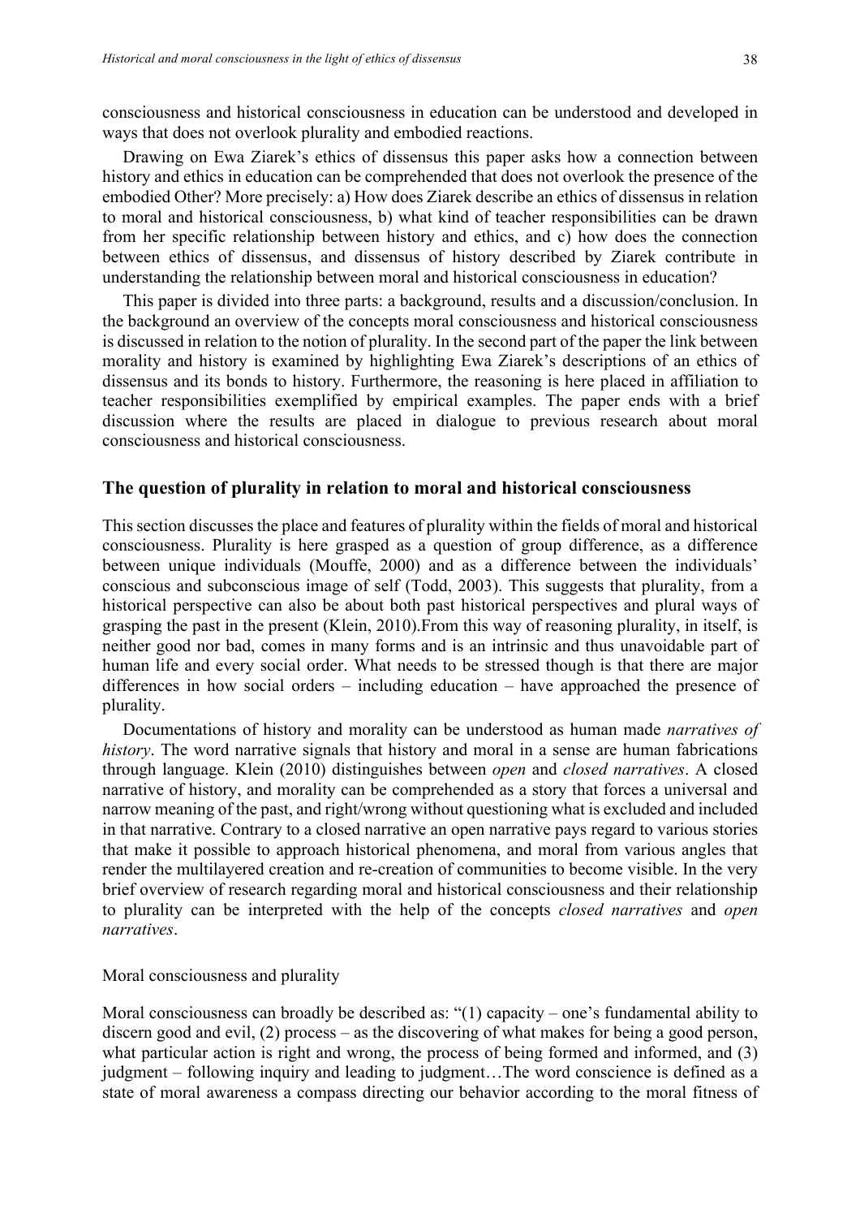consciousness and historical consciousness in education can be understood and developed in ways that does not overlook plurality and embodied reactions.

Drawing on Ewa Ziarek's ethics of dissensus this paper asks how a connection between history and ethics in education can be comprehended that does not overlook the presence of the embodied Other? More precisely: a) How does Ziarek describe an ethics of dissensus in relation to moral and historical consciousness, b) what kind of teacher responsibilities can be drawn from her specific relationship between history and ethics, and c) how does the connection between ethics of dissensus, and dissensus of history described by Ziarek contribute in understanding the relationship between moral and historical consciousness in education?

This paper is divided into three parts: a background, results and a discussion/conclusion. In the background an overview of the concepts moral consciousness and historical consciousness is discussed in relation to the notion of plurality. In the second part of the paper the link between morality and history is examined by highlighting Ewa Ziarek's descriptions of an ethics of dissensus and its bonds to history. Furthermore, the reasoning is here placed in affiliation to teacher responsibilities exemplified by empirical examples. The paper ends with a brief discussion where the results are placed in dialogue to previous research about moral consciousness and historical consciousness.

## The question of plurality in relation to moral and historical consciousness

This section discusses the place and features of plurality within the fields of moral and historical consciousness. Plurality is here grasped as a question of group difference, as a difference between unique individuals (Mouffe, 2000) and as a difference between the individuals' conscious and subconscious image of self (Todd, 2003). This suggests that plurality, from a historical perspective can also be about both past historical perspectives and plural ways of grasping the past in the present (Klein, 2010).From this way of reasoning plurality, in itself, is neither good nor bad, comes in many forms and is an intrinsic and thus unavoidable part of human life and every social order. What needs to be stressed though is that there are major differences in how social orders – including education – have approached the presence of plurality.

Documentations of history and morality can be understood as human made *narratives of history*. The word narrative signals that history and moral in a sense are human fabrications through language. Klein (2010) distinguishes between *open* and *closed narratives*. A closed narrative of history, and morality can be comprehended as a story that forces a universal and narrow meaning of the past, and right/wrong without questioning what is excluded and included in that narrative. Contrary to a closed narrative an open narrative pays regard to various stories that make it possible to approach historical phenomena, and moral from various angles that render the multilayered creation and re-creation of communities to become visible. In the very brief overview of research regarding moral and historical consciousness and their relationship to plurality can be interpreted with the help of the concepts *closed narratives* and *open narratives*.

### Moral consciousness and plurality

Moral consciousness can broadly be described as: "(1) capacity – one's fundamental ability to discern good and evil, (2) process – as the discovering of what makes for being a good person, what particular action is right and wrong, the process of being formed and informed, and (3) judgment – following inquiry and leading to judgment…The word conscience is defined as a state of moral awareness a compass directing our behavior according to the moral fitness of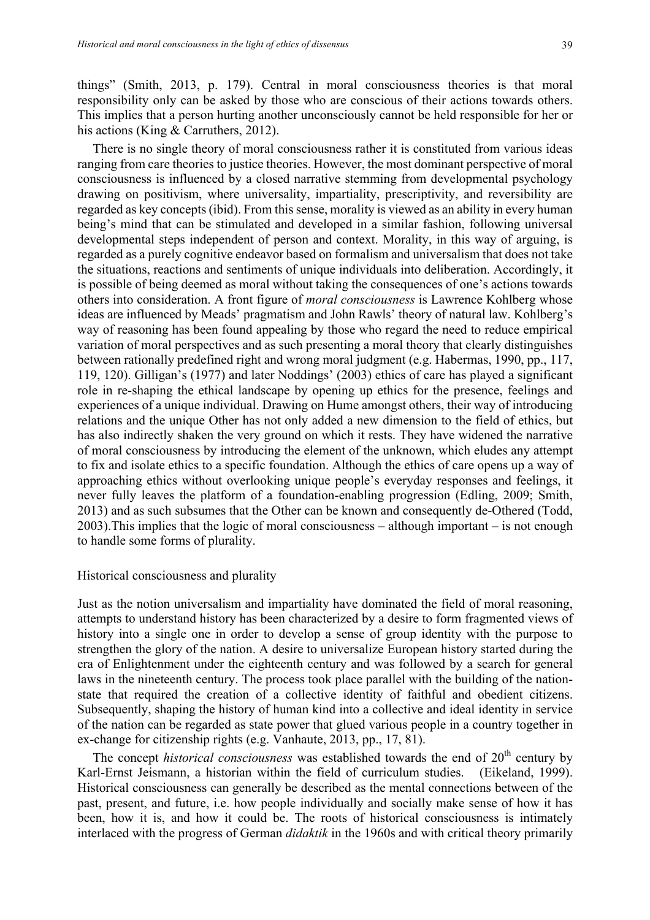things" (Smith, 2013, p. 179). Central in moral consciousness theories is that moral responsibility only can be asked by those who are conscious of their actions towards others. This implies that a person hurting another unconsciously cannot be held responsible for her or his actions (King & Carruthers, 2012).

There is no single theory of moral consciousness rather it is constituted from various ideas ranging from care theories to justice theories. However, the most dominant perspective of moral consciousness is influenced by a closed narrative stemming from developmental psychology drawing on positivism, where universality, impartiality, prescriptivity, and reversibility are regarded as key concepts (ibid). From this sense, morality is viewed as an ability in every human being's mind that can be stimulated and developed in a similar fashion, following universal developmental steps independent of person and context. Morality, in this way of arguing, is regarded as a purely cognitive endeavor based on formalism and universalism that does not take the situations, reactions and sentiments of unique individuals into deliberation. Accordingly, it is possible of being deemed as moral without taking the consequences of one's actions towards others into consideration. A front figure of *moral consciousness* is Lawrence Kohlberg whose ideas are influenced by Meads' pragmatism and John Rawls' theory of natural law. Kohlberg's way of reasoning has been found appealing by those who regard the need to reduce empirical variation of moral perspectives and as such presenting a moral theory that clearly distinguishes between rationally predefined right and wrong moral judgment (e.g. Habermas, 1990, pp., 117, 119, 120). Gilligan's (1977) and later Noddings' (2003) ethics of care has played a significant role in re-shaping the ethical landscape by opening up ethics for the presence, feelings and experiences of a unique individual. Drawing on Hume amongst others, their way of introducing relations and the unique Other has not only added a new dimension to the field of ethics, but has also indirectly shaken the very ground on which it rests. They have widened the narrative of moral consciousness by introducing the element of the unknown, which eludes any attempt to fix and isolate ethics to a specific foundation. Although the ethics of care opens up a way of approaching ethics without overlooking unique people's everyday responses and feelings, it never fully leaves the platform of a foundation-enabling progression (Edling, 2009; Smith, 2013) and as such subsumes that the Other can be known and consequently de-Othered (Todd, 2003).This implies that the logic of moral consciousness – although important – is not enough to handle some forms of plurality.

## Historical consciousness and plurality

Just as the notion universalism and impartiality have dominated the field of moral reasoning, attempts to understand history has been characterized by a desire to form fragmented views of history into a single one in order to develop a sense of group identity with the purpose to strengthen the glory of the nation. A desire to universalize European history started during the era of Enlightenment under the eighteenth century and was followed by a search for general laws in the nineteenth century. The process took place parallel with the building of the nation-state that required the creation of a collective identity of faithful and obedient citizens. Subsequently, shaping the history of human kind into a collective and ideal identity in service of the nation can be regarded as state power that glued various people in a country together in ex-change for citizenship rights (e.g. Vanhaute, 2013, pp., 17, 81).

The concept *historical consciousness* was established towards the end of 20th century by Karl-Ernst Jeismann, a historian within the field of curriculum studies. (Eikeland, 1999). Historical consciousness can generally be described as the mental connections between of the past, present, and future, i.e. how people individually and socially make sense of how it has been, how it is, and how it could be. The roots of historical consciousness is intimately interlaced with the progress of German *didaktik* in the 1960s and with critical theory primarily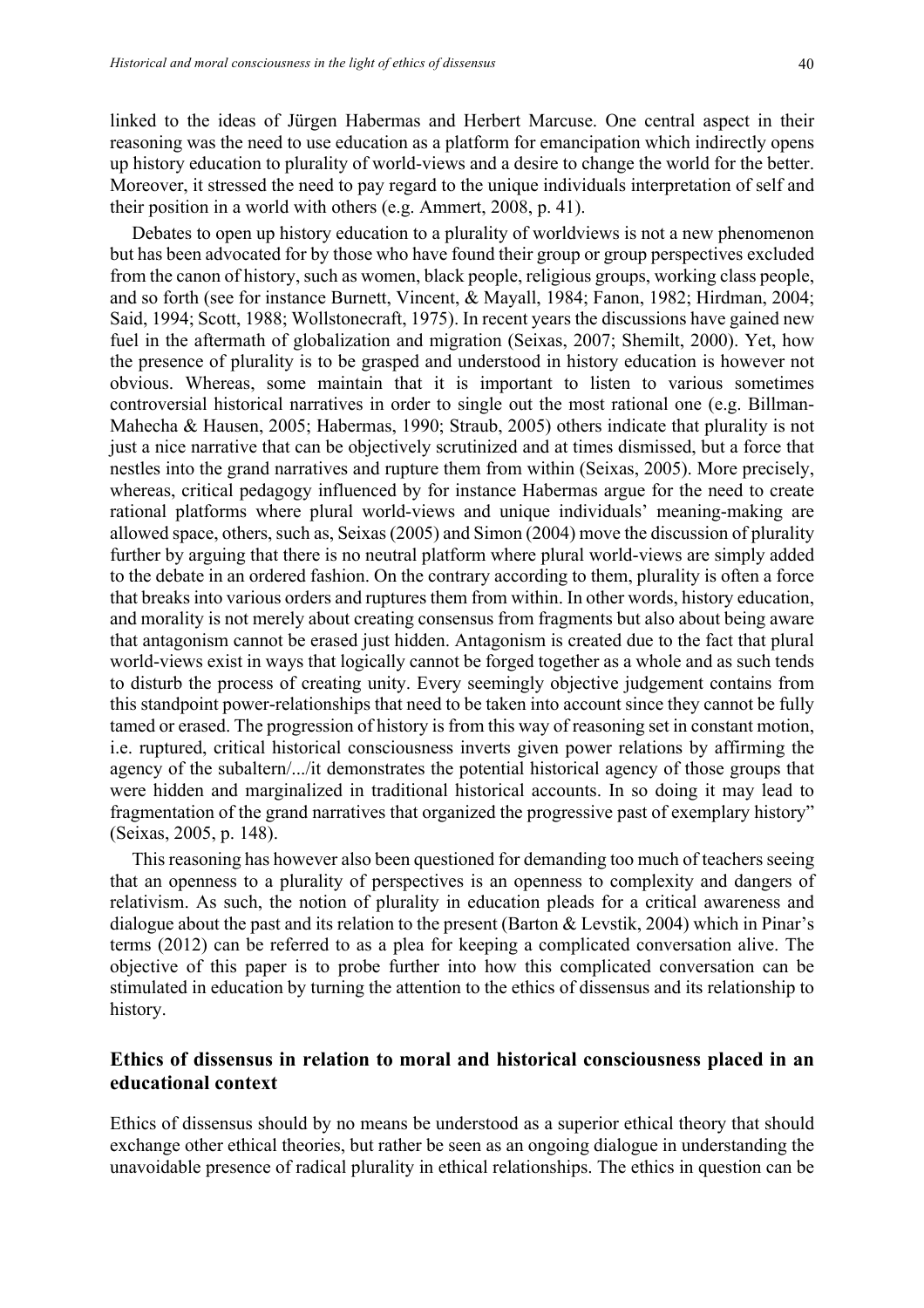linked to the ideas of Jürgen Habermas and Herbert Marcuse. One central aspect in their reasoning was the need to use education as a platform for emancipation which indirectly opens up history education to plurality of world-views and a desire to change the world for the better. Moreover, it stressed the need to pay regard to the unique individuals interpretation of self and their position in a world with others (e.g. Ammert, 2008, p. 41).

Debates to open up history education to a plurality of worldviews is not a new phenomenon but has been advocated for by those who have found their group or group perspectives excluded from the canon of history, such as women, black people, religious groups, working class people, and so forth (see for instance Burnett, Vincent, & Mayall, 1984; Fanon, 1982; Hirdman, 2004; Said, 1994; Scott, 1988; Wollstonecraft, 1975). In recent years the discussions have gained new fuel in the aftermath of globalization and migration (Seixas, 2007; Shemilt, 2000). Yet, how the presence of plurality is to be grasped and understood in history education is however not obvious. Whereas, some maintain that it is important to listen to various sometimes controversial historical narratives in order to single out the most rational one (e.g. Billman-Mahecha & Hausen, 2005; Habermas, 1990; Straub, 2005) others indicate that plurality is not just a nice narrative that can be objectively scrutinized and at times dismissed, but a force that nestles into the grand narratives and rupture them from within (Seixas, 2005). More precisely, whereas, critical pedagogy influenced by for instance Habermas argue for the need to create rational platforms where plural world-views and unique individuals' meaning-making are allowed space, others, such as, Seixas (2005) and Simon (2004) move the discussion of plurality further by arguing that there is no neutral platform where plural world-views are simply added to the debate in an ordered fashion. On the contrary according to them, plurality is often a force that breaks into various orders and ruptures them from within. In other words, history education, and morality is not merely about creating consensus from fragments but also about being aware that antagonism cannot be erased just hidden. Antagonism is created due to the fact that plural world-views exist in ways that logically cannot be forged together as a whole and as such tends to disturb the process of creating unity. Every seemingly objective judgement contains from this standpoint power-relationships that need to be taken into account since they cannot be fully tamed or erased. The progression of history is from this way of reasoning set in constant motion, i.e. ruptured, critical historical consciousness inverts given power relations by affirming the agency of the subaltern/.../it demonstrates the potential historical agency of those groups that were hidden and marginalized in traditional historical accounts. In so doing it may lead to fragmentation of the grand narratives that organized the progressive past of exemplary history" (Seixas, 2005, p. 148).

This reasoning has however also been questioned for demanding too much of teachers seeing that an openness to a plurality of perspectives is an openness to complexity and dangers of relativism. As such, the notion of plurality in education pleads for a critical awareness and dialogue about the past and its relation to the present (Barton & Levstik, 2004) which in Pinar's terms (2012) can be referred to as a plea for keeping a complicated conversation alive. The objective of this paper is to probe further into how this complicated conversation can be stimulated in education by turning the attention to the ethics of dissensus and its relationship to history.

## Ethics of dissensus in relation to moral and historical consciousness placed in an educational context

Ethics of dissensus should by no means be understood as a superior ethical theory that should exchange other ethical theories, but rather be seen as an ongoing dialogue in understanding the unavoidable presence of radical plurality in ethical relationships. The ethics in question can be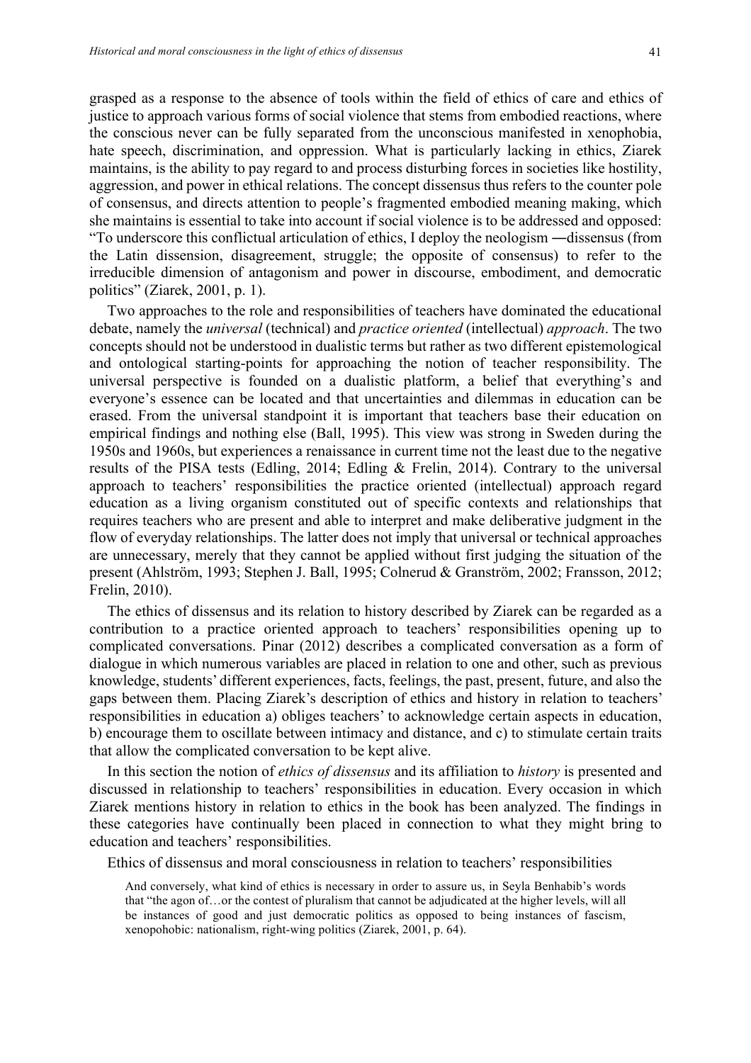grasped as a response to the absence of tools within the field of ethics of care and ethics of justice to approach various forms of social violence that stems from embodied reactions, where the conscious never can be fully separated from the unconscious manifested in xenophobia, hate speech, discrimination, and oppression. What is particularly lacking in ethics, Ziarek maintains, is the ability to pay regard to and process disturbing forces in societies like hostility, aggression, and power in ethical relations. The concept dissensus thus refers to the counter pole of consensus, and directs attention to people's fragmented embodied meaning making, which she maintains is essential to take into account if social violence is to be addressed and opposed: "To underscore this conflictual articulation of ethics, I deploy the neologism ―dissensus (from the Latin dissension, disagreement, struggle; the opposite of consensus) to refer to the irreducible dimension of antagonism and power in discourse, embodiment, and democratic politics" (Ziarek, 2001, p. 1).

Two approaches to the role and responsibilities of teachers have dominated the educational debate, namely the *universal* (technical) and *practice oriented* (intellectual) *approach*. The two concepts should not be understood in dualistic terms but rather as two different epistemological and ontological starting-points for approaching the notion of teacher responsibility. The universal perspective is founded on a dualistic platform, a belief that everything's and everyone's essence can be located and that uncertainties and dilemmas in education can be erased. From the universal standpoint it is important that teachers base their education on empirical findings and nothing else (Ball, 1995). This view was strong in Sweden during the 1950s and 1960s, but experiences a renaissance in current time not the least due to the negative results of the PISA tests (Edling, 2014; Edling & Frelin, 2014). Contrary to the universal approach to teachers' responsibilities the practice oriented (intellectual) approach regard education as a living organism constituted out of specific contexts and relationships that requires teachers who are present and able to interpret and make deliberative judgment in the flow of everyday relationships. The latter does not imply that universal or technical approaches are unnecessary, merely that they cannot be applied without first judging the situation of the present (Ahlström, 1993; Stephen J. Ball, 1995; Colnerud & Granström, 2002; Fransson, 2012; Frelin, 2010).

The ethics of dissensus and its relation to history described by Ziarek can be regarded as a contribution to a practice oriented approach to teachers' responsibilities opening up to complicated conversations. Pinar (2012) describes a complicated conversation as a form of dialogue in which numerous variables are placed in relation to one and other, such as previous knowledge, students' different experiences, facts, feelings, the past, present, future, and also the gaps between them. Placing Ziarek's description of ethics and history in relation to teachers' responsibilities in education a) obliges teachers' to acknowledge certain aspects in education, b) encourage them to oscillate between intimacy and distance, and c) to stimulate certain traits that allow the complicated conversation to be kept alive.

In this section the notion of *ethics of dissensus* and its affiliation to *history* is presented and discussed in relationship to teachers' responsibilities in education. Every occasion in which Ziarek mentions history in relation to ethics in the book has been analyzed. The findings in these categories have continually been placed in connection to what they might bring to education and teachers' responsibilities.

## Ethics of dissensus and moral consciousness in relation to teachers' responsibilities

> And conversely, what kind of ethics is necessary in order to assure us, in Seyla Benhabib's words that "the agon of…or the contest of pluralism that cannot be adjudicated at the higher levels, will all be instances of good and just democratic politics as opposed to being instances of fascism, xenopohobic: nationalism, right-wing politics (Ziarek, 2001, p. 64).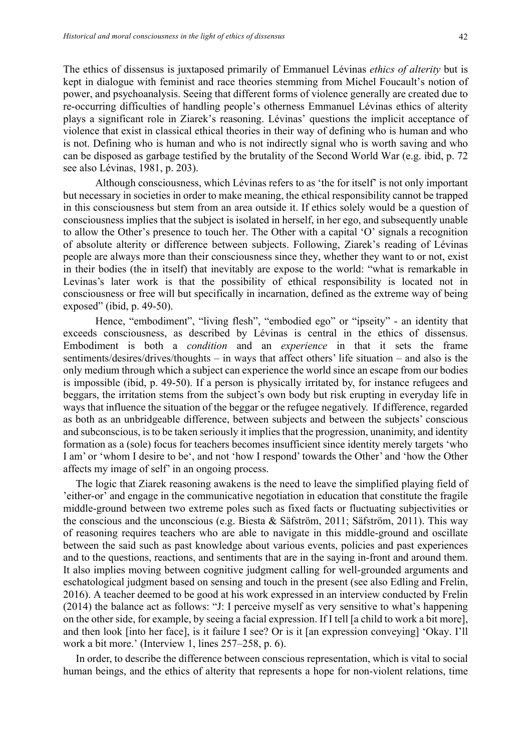The ethics of dissensus is juxtaposed primarily of Emmanuel Lévinas *ethics of alterity* but is kept in dialogue with feminist and race theories stemming from Michel Foucault's notion of power, and psychoanalysis. Seeing that different forms of violence generally are created due to re-occurring difficulties of handling people's otherness Emmanuel Lévinas ethics of alterity plays a significant role in Ziarek's reasoning. Lévinas' questions the implicit acceptance of violence that exist in classical ethical theories in their way of defining who is human and who is not. Defining who is human and who is not indirectly signal who is worth saving and who can be disposed as garbage testified by the brutality of the Second World War (e.g. ibid, p. 72 see also Lévinas, 1981, p. 203).

Although consciousness, which Lévinas refers to as 'the for itself' is not only important but necessary in societies in order to make meaning, the ethical responsibility cannot be trapped in this consciousness but stem from an area outside it. If ethics solely would be a question of consciousness implies that the subject is isolated in herself, in her ego, and subsequently unable to allow the Other's presence to touch her. The Other with a capital 'O' signals a recognition of absolute alterity or difference between subjects. Following, Ziarek's reading of Lévinas people are always more than their consciousness since they, whether they want to or not, exist in their bodies (the in itself) that inevitably are expose to the world: "what is remarkable in Levinas's later work is that the possibility of ethical responsibility is located not in consciousness or free will but specifically in incarnation, defined as the extreme way of being exposed" (ibid, p. 49-50).

Hence, "embodiment", "living flesh", "embodied ego" or "ipseity" - an identity that exceeds consciousness, as described by Lévinas is central in the ethics of dissensus. Embodiment is both a *condition* and an *experience* in that it sets the frame sentiments/desires/drives/thoughts – in ways that affect others' life situation – and also is the only medium through which a subject can experience the world since an escape from our bodies is impossible (ibid, p. 49-50). If a person is physically irritated by, for instance refugees and beggars, the irritation stems from the subject's own body but risk erupting in everyday life in ways that influence the situation of the beggar or the refugee negatively. If difference, regarded as both as an unbridgeable difference, between subjects and between the subjects' conscious and subconscious, is to be taken seriously it implies that the progression, unanimity, and identity formation as a (sole) focus for teachers becomes insufficient since identity merely targets 'who I am' or 'whom I desire to be', and not 'how I respond' towards the Other' and 'how the Other affects my image of self' in an ongoing process.

The logic that Ziarek reasoning awakens is the need to leave the simplified playing field of 'either-or' and engage in the communicative negotiation in education that constitute the fragile middle-ground between two extreme poles such as fixed facts or fluctuating subjectivities or the conscious and the unconscious (e.g. Biesta & Säfström, 2011; Säfström, 2011). This way of reasoning requires teachers who are able to navigate in this middle-ground and oscillate between the said such as past knowledge about various events, policies and past experiences and to the questions, reactions, and sentiments that are in the saying in-front and around them. It also implies moving between cognitive judgment calling for well-grounded arguments and eschatological judgment based on sensing and touch in the present (see also Edling and Frelin, 2016). A teacher deemed to be good at his work expressed in an interview conducted by Frelin (2014) the balance act as follows: "J: I perceive myself as very sensitive to what's happening on the other side, for example, by seeing a facial expression. If I tell [a child to work a bit more], and then look [into her face], is it failure I see? Or is it [an expression conveying] 'Okay. I'll work a bit more.' (Interview 1, lines 257–258, p. 6).

In order, to describe the difference between conscious representation, which is vital to social human beings, and the ethics of alterity that represents a hope for non-violent relations, time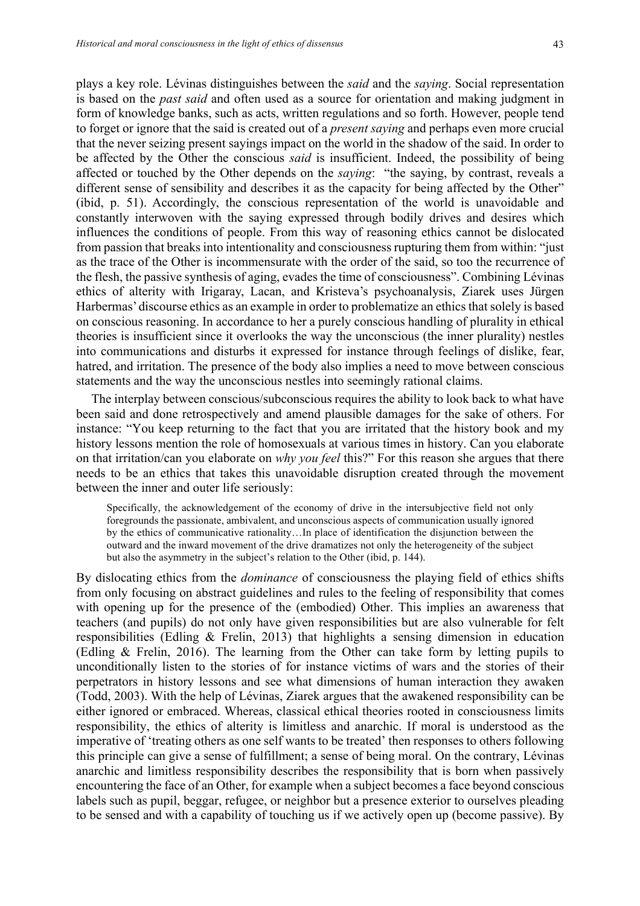plays a key role. Lévinas distinguishes between the *said* and the *saying*. Social representation is based on the *past said* and often used as a source for orientation and making judgment in form of knowledge banks, such as acts, written regulations and so forth. However, people tend to forget or ignore that the said is created out of a *present saying* and perhaps even more crucial that the never seizing present sayings impact on the world in the shadow of the said. In order to be affected by the Other the conscious *said* is insufficient. Indeed, the possibility of being affected or touched by the Other depends on the *saying*: "the saying, by contrast, reveals a different sense of sensibility and describes it as the capacity for being affected by the Other" (ibid, p. 51). Accordingly, the conscious representation of the world is unavoidable and constantly interwoven with the saying expressed through bodily drives and desires which influences the conditions of people. From this way of reasoning ethics cannot be dislocated from passion that breaks into intentionality and consciousness rupturing them from within: "just as the trace of the Other is incommensurate with the order of the said, so too the recurrence of the flesh, the passive synthesis of aging, evades the time of consciousness". Combining Lévinas ethics of alterity with Irigaray, Lacan, and Kristeva's psychoanalysis, Ziarek uses Jürgen Harbermas' discourse ethics as an example in order to problematize an ethics that solely is based on conscious reasoning. In accordance to her a purely conscious handling of plurality in ethical theories is insufficient since it overlooks the way the unconscious (the inner plurality) nestles into communications and disturbs it expressed for instance through feelings of dislike, fear, hatred, and irritation. The presence of the body also implies a need to move between conscious statements and the way the unconscious nestles into seemingly rational claims.

The interplay between conscious/subconscious requires the ability to look back to what have been said and done retrospectively and amend plausible damages for the sake of others. For instance: "You keep returning to the fact that you are irritated that the history book and my history lessons mention the role of homosexuals at various times in history. Can you elaborate on that irritation/can you elaborate on *why you feel* this?" For this reason she argues that there needs to be an ethics that takes this unavoidable disruption created through the movement between the inner and outer life seriously:

> Specifically, the acknowledgement of the economy of drive in the intersubjective field not only foregrounds the passionate, ambivalent, and unconscious aspects of communication usually ignored by the ethics of communicative rationality…In place of identification the disjunction between the outward and the inward movement of the drive dramatizes not only the heterogeneity of the subject but also the asymmetry in the subject's relation to the Other (ibid, p. 144).

By dislocating ethics from the *dominance* of consciousness the playing field of ethics shifts from only focusing on abstract guidelines and rules to the feeling of responsibility that comes with opening up for the presence of the (embodied) Other. This implies an awareness that teachers (and pupils) do not only have given responsibilities but are also vulnerable for felt responsibilities (Edling & Frelin, 2013) that highlights a sensing dimension in education (Edling & Frelin, 2016). The learning from the Other can take form by letting pupils to unconditionally listen to the stories of for instance victims of wars and the stories of their perpetrators in history lessons and see what dimensions of human interaction they awaken (Todd, 2003). With the help of Lévinas, Ziarek argues that the awakened responsibility can be either ignored or embraced. Whereas, classical ethical theories rooted in consciousness limits responsibility, the ethics of alterity is limitless and anarchic. If moral is understood as the imperative of 'treating others as one self wants to be treated' then responses to others following this principle can give a sense of fulfillment; a sense of being moral. On the contrary, Lévinas anarchic and limitless responsibility describes the responsibility that is born when passively encountering the face of an Other, for example when a subject becomes a face beyond conscious labels such as pupil, beggar, refugee, or neighbor but a presence exterior to ourselves pleading to be sensed and with a capability of touching us if we actively open up (become passive). By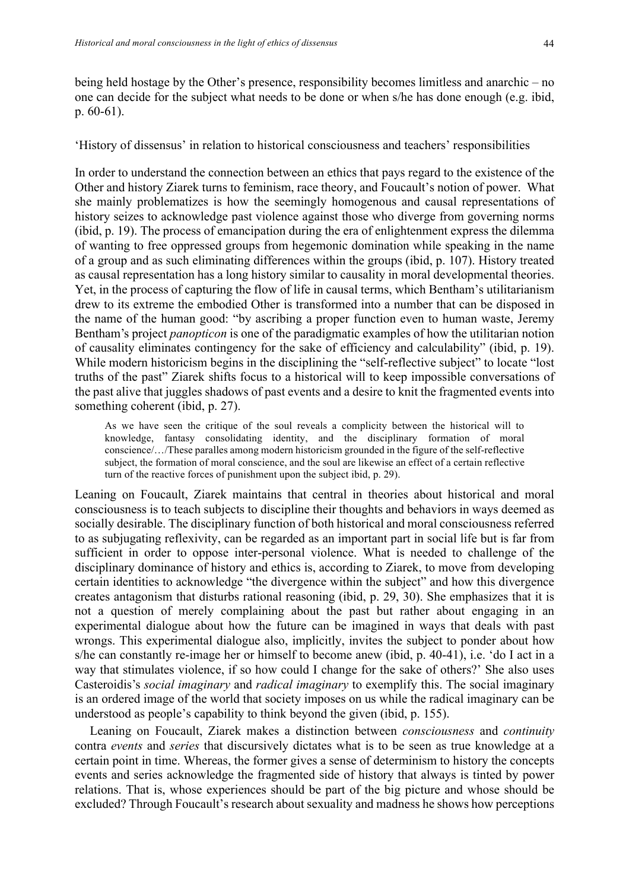being held hostage by the Other's presence, responsibility becomes limitless and anarchic – no one can decide for the subject what needs to be done or when s/he has done enough (e.g. ibid, p. 60-61).

## 'History of dissensus' in relation to historical consciousness and teachers' responsibilities

In order to understand the connection between an ethics that pays regard to the existence of the Other and history Ziarek turns to feminism, race theory, and Foucault's notion of power. What she mainly problematizes is how the seemingly homogenous and causal representations of history seizes to acknowledge past violence against those who diverge from governing norms (ibid, p. 19). The process of emancipation during the era of enlightenment express the dilemma of wanting to free oppressed groups from hegemonic domination while speaking in the name of a group and as such eliminating differences within the groups (ibid, p. 107). History treated as causal representation has a long history similar to causality in moral developmental theories. Yet, in the process of capturing the flow of life in causal terms, which Bentham's utilitarianism drew to its extreme the embodied Other is transformed into a number that can be disposed in the name of the human good: "by ascribing a proper function even to human waste, Jeremy Bentham's project *panopticon* is one of the paradigmatic examples of how the utilitarian notion of causality eliminates contingency for the sake of efficiency and calculability" (ibid, p. 19). While modern historicism begins in the disciplining the "self-reflective subject" to locate "lost truths of the past" Ziarek shifts focus to a historical will to keep impossible conversations of the past alive that juggles shadows of past events and a desire to knit the fragmented events into something coherent (ibid, p. 27).

> As we have seen the critique of the soul reveals a complicity between the historical will to knowledge, fantasy consolidating identity, and the disciplinary formation of moral conscience/…/These paralles among modern historicism grounded in the figure of the self-reflective subject, the formation of moral conscience, and the soul are likewise an effect of a certain reflective turn of the reactive forces of punishment upon the subject ibid, p. 29).

Leaning on Foucault, Ziarek maintains that central in theories about historical and moral consciousness is to teach subjects to discipline their thoughts and behaviors in ways deemed as socially desirable. The disciplinary function of both historical and moral consciousness referred to as subjugating reflexivity, can be regarded as an important part in social life but is far from sufficient in order to oppose inter-personal violence. What is needed to challenge of the disciplinary dominance of history and ethics is, according to Ziarek, to move from developing certain identities to acknowledge "the divergence within the subject" and how this divergence creates antagonism that disturbs rational reasoning (ibid, p. 29, 30). She emphasizes that it is not a question of merely complaining about the past but rather about engaging in an experimental dialogue about how the future can be imagined in ways that deals with past wrongs. This experimental dialogue also, implicitly, invites the subject to ponder about how s/he can constantly re-image her or himself to become anew (ibid, p. 40-41), i.e. 'do I act in a way that stimulates violence, if so how could I change for the sake of others?' She also uses Casteroidis's *social imaginary* and *radical imaginary* to exemplify this. The social imaginary is an ordered image of the world that society imposes on us while the radical imaginary can be understood as people's capability to think beyond the given (ibid, p. 155).

Leaning on Foucault, Ziarek makes a distinction between *consciousness* and *continuity* contra *events* and *series* that discursively dictates what is to be seen as true knowledge at a certain point in time. Whereas, the former gives a sense of determinism to history the concepts events and series acknowledge the fragmented side of history that always is tinted by power relations. That is, whose experiences should be part of the big picture and whose should be excluded? Through Foucault's research about sexuality and madness he shows how perceptions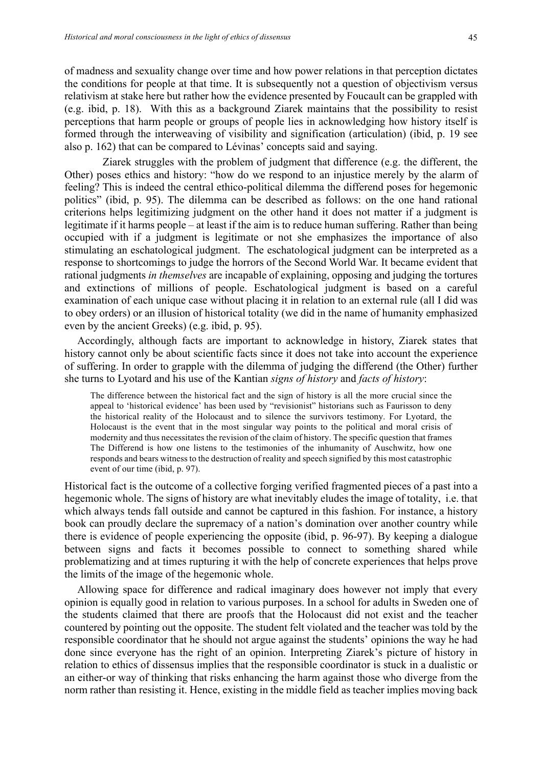of madness and sexuality change over time and how power relations in that perception dictates the conditions for people at that time. It is subsequently not a question of objectivism versus relativism at stake here but rather how the evidence presented by Foucault can be grappled with (e.g. ibid, p. 18). With this as a background Ziarek maintains that the possibility to resist perceptions that harm people or groups of people lies in acknowledging how history itself is formed through the interweaving of visibility and signification (articulation) (ibid, p. 19 see also p. 162) that can be compared to Lévinas' concepts said and saying.

Ziarek struggles with the problem of judgment that difference (e.g. the different, the Other) poses ethics and history: "how do we respond to an injustice merely by the alarm of feeling? This is indeed the central ethico-political dilemma the differend poses for hegemonic politics" (ibid, p. 95). The dilemma can be described as follows: on the one hand rational criterions helps legitimizing judgment on the other hand it does not matter if a judgment is legitimate if it harms people – at least if the aim is to reduce human suffering. Rather than being occupied with if a judgment is legitimate or not she emphasizes the importance of also stimulating an eschatological judgment. The eschatological judgment can be interpreted as a response to shortcomings to judge the horrors of the Second World War. It became evident that rational judgments *in themselves* are incapable of explaining, opposing and judging the tortures and extinctions of millions of people. Eschatological judgment is based on a careful examination of each unique case without placing it in relation to an external rule (all I did was to obey orders) or an illusion of historical totality (we did in the name of humanity emphasized even by the ancient Greeks) (e.g. ibid, p. 95).

Accordingly, although facts are important to acknowledge in history, Ziarek states that history cannot only be about scientific facts since it does not take into account the experience of suffering. In order to grapple with the dilemma of judging the differend (the Other) further she turns to Lyotard and his use of the Kantian *signs of history* and *facts of history*:

> The difference between the historical fact and the sign of history is all the more crucial since the appeal to 'historical evidence' has been used by "revisionist" historians such as Faurisson to deny the historical reality of the Holocaust and to silence the survivors testimony. For Lyotard, the Holocaust is the event that in the most singular way points to the political and moral crisis of modernity and thus necessitates the revision of the claim of history. The specific question that frames The Differend is how one listens to the testimonies of the inhumanity of Auschwitz, how one responds and bears witness to the destruction of reality and speech signified by this most catastrophic event of our time (ibid, p. 97).

Historical fact is the outcome of a collective forging verified fragmented pieces of a past into a hegemonic whole. The signs of history are what inevitably eludes the image of totality, i.e. that which always tends fall outside and cannot be captured in this fashion. For instance, a history book can proudly declare the supremacy of a nation's domination over another country while there is evidence of people experiencing the opposite (ibid, p. 96-97). By keeping a dialogue between signs and facts it becomes possible to connect to something shared while problematizing and at times rupturing it with the help of concrete experiences that helps prove the limits of the image of the hegemonic whole.

Allowing space for difference and radical imaginary does however not imply that every opinion is equally good in relation to various purposes. In a school for adults in Sweden one of the students claimed that there are proofs that the Holocaust did not exist and the teacher countered by pointing out the opposite. The student felt violated and the teacher was told by the responsible coordinator that he should not argue against the students' opinions the way he had done since everyone has the right of an opinion. Interpreting Ziarek's picture of history in relation to ethics of dissensus implies that the responsible coordinator is stuck in a dualistic or an either-or way of thinking that risks enhancing the harm against those who diverge from the norm rather than resisting it. Hence, existing in the middle field as teacher implies moving back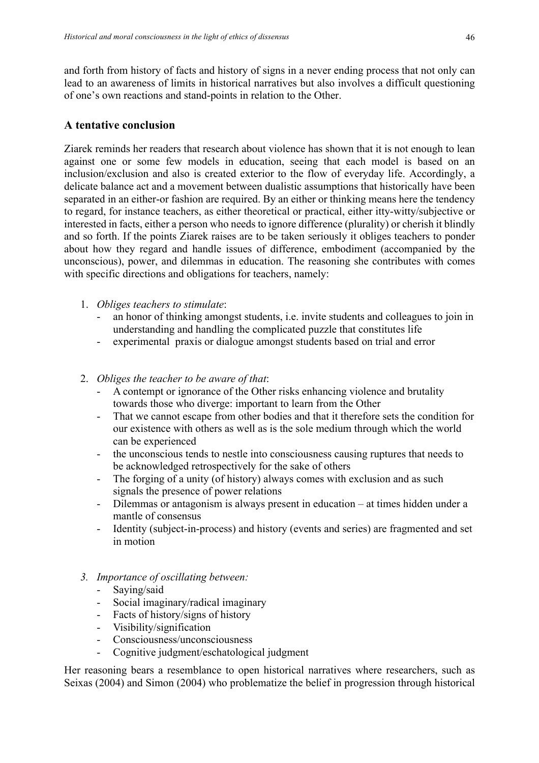and forth from history of facts and history of signs in a never ending process that not only can lead to an awareness of limits in historical narratives but also involves a difficult questioning of one's own reactions and stand-points in relation to the Other.

## A tentative conclusion

Ziarek reminds her readers that research about violence has shown that it is not enough to lean against one or some few models in education, seeing that each model is based on an inclusion/exclusion and also is created exterior to the flow of everyday life. Accordingly, a delicate balance act and a movement between dualistic assumptions that historically have been separated in an either-or fashion are required. By an either or thinking means here the tendency to regard, for instance teachers, as either theoretical or practical, either itty-witty/subjective or interested in facts, either a person who needs to ignore difference (plurality) or cherish it blindly and so forth. If the points Ziarek raises are to be taken seriously it obliges teachers to ponder about how they regard and handle issues of difference, embodiment (accompanied by the unconscious), power, and dilemmas in education. The reasoning she contributes with comes with specific directions and obligations for teachers, namely:

1. *Obliges teachers to stimulate*:
   - an honor of thinking amongst students, i.e. invite students and colleagues to join in understanding and handling the complicated puzzle that constitutes life
   - experimental praxis or dialogue amongst students based on trial and error

2. *Obliges the teacher to be aware of that*:
   - A contempt or ignorance of the Other risks enhancing violence and brutality towards those who diverge: important to learn from the Other
   - That we cannot escape from other bodies and that it therefore sets the condition for our existence with others as well as is the sole medium through which the world can be experienced
   - the unconscious tends to nestle into consciousness causing ruptures that needs to be acknowledged retrospectively for the sake of others
   - The forging of a unity (of history) always comes with exclusion and as such signals the presence of power relations
   - Dilemmas or antagonism is always present in education – at times hidden under a mantle of consensus
   - Identity (subject-in-process) and history (events and series) are fragmented and set in motion

3. *Importance of oscillating between:*
   - Saying/said
   - Social imaginary/radical imaginary
   - Facts of history/signs of history
   - Visibility/signification
   - Consciousness/unconsciousness
   - Cognitive judgment/eschatological judgment

Her reasoning bears a resemblance to open historical narratives where researchers, such as Seixas (2004) and Simon (2004) who problematize the belief in progression through historical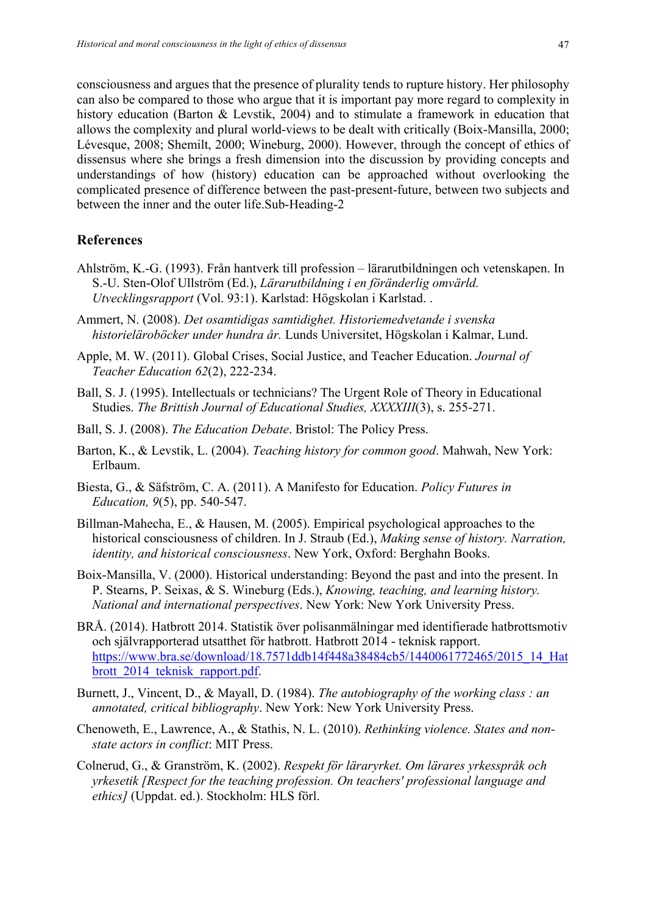consciousness and argues that the presence of plurality tends to rupture history. Her philosophy can also be compared to those who argue that it is important pay more regard to complexity in history education (Barton & Levstik, 2004) and to stimulate a framework in education that allows the complexity and plural world-views to be dealt with critically (Boix-Mansilla, 2000; Lévesque, 2008; Shemilt, 2000; Wineburg, 2000). However, through the concept of ethics of dissensus where she brings a fresh dimension into the discussion by providing concepts and understandings of how (history) education can be approached without overlooking the complicated presence of difference between the past-present-future, between two subjects and between the inner and the outer life.Sub-Heading-2

## References

Ahlström, K.-G. (1993). Från hantverk till profession – lärarutbildningen och vetenskapen. In S.-U. Sten-Olof Ullström (Ed.), *Lärarutbildning i en föränderlig omvärld. Utvecklingsrapport* (Vol. 93:1). Karlstad: Högskolan i Karlstad. .

Ammert, N. (2008). *Det osamtidigas samtidighet. Historiemedvetande i svenska historieläroböcker under hundra år.* Lunds Universitet, Högskolan i Kalmar, Lund.

Apple, M. W. (2011). Global Crises, Social Justice, and Teacher Education. *Journal of Teacher Education 62*(2), 222-234.

Ball, S. J. (1995). Intellectuals or technicians? The Urgent Role of Theory in Educational Studies. *The Brittish Journal of Educational Studies, XXXXIII*(3), s. 255-271.

Ball, S. J. (2008). *The Education Debate*. Bristol: The Policy Press.

Barton, K., & Levstik, L. (2004). *Teaching history for common good*. Mahwah, New York: Erlbaum.

Biesta, G., & Säfström, C. A. (2011). A Manifesto for Education. *Policy Futures in Education, 9*(5), pp. 540-547.

Billman-Mahecha, E., & Hausen, M. (2005). Empirical psychological approaches to the historical consciousness of children. In J. Straub (Ed.), *Making sense of history. Narration, identity, and historical consciousness*. New York, Oxford: Berghahn Books.

Boix-Mansilla, V. (2000). Historical understanding: Beyond the past and into the present. In P. Stearns, P. Seixas, & S. Wineburg (Eds.), *Knowing, teaching, and learning history. National and international perspectives*. New York: New York University Press.

BRÅ. (2014). Hatbrott 2014. Statistik över polisanmälningar med identifierade hatbrottsmotiv och självrapporterad utsatthet för hatbrott. Hatbrott 2014 - teknisk rapport. https://www.bra.se/download/18.7571ddb14f448a38484cb5/1440061772465/2015_14_Hatbrott_2014_teknisk_rapport.pdf.

Burnett, J., Vincent, D., & Mayall, D. (1984). *The autobiography of the working class : an annotated, critical bibliography*. New York: New York University Press.

Chenoweth, E., Lawrence, A., & Stathis, N. L. (2010). *Rethinking violence. States and non-state actors in conflict*: MIT Press.

Colnerud, G., & Granström, K. (2002). *Respekt för läraryrket. Om lärares yrkesspråk och yrkesetik [Respect for the teaching profession. On teachers' professional language and ethics]* (Uppdat. ed.). Stockholm: HLS förl.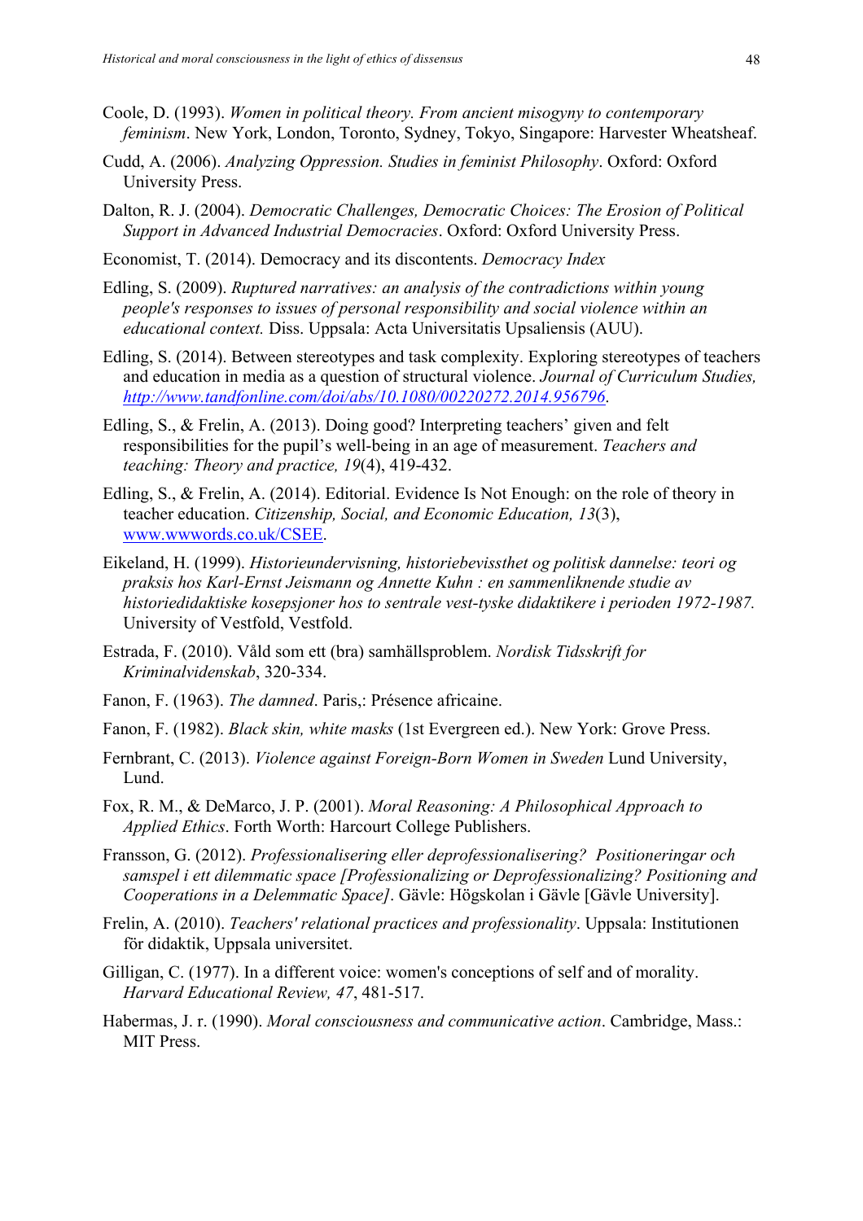Coole, D. (1993). *Women in political theory. From ancient misogyny to contemporary feminism*. New York, London, Toronto, Sydney, Tokyo, Singapore: Harvester Wheatsheaf.

Cudd, A. (2006). *Analyzing Oppression. Studies in feminist Philosophy*. Oxford: Oxford University Press.

Dalton, R. J. (2004). *Democratic Challenges, Democratic Choices: The Erosion of Political Support in Advanced Industrial Democracies*. Oxford: Oxford University Press.

Economist, T. (2014). Democracy and its discontents. *Democracy Index*

Edling, S. (2009). *Ruptured narratives: an analysis of the contradictions within young people's responses to issues of personal responsibility and social violence within an educational context.* Diss. Uppsala: Acta Universitatis Upsaliensis (AUU).

Edling, S. (2014). Between stereotypes and task complexity. Exploring stereotypes of teachers and education in media as a question of structural violence. *Journal of Curriculum Studies, http://www.tandfonline.com/doi/abs/10.1080/00220272.2014.956796*.

Edling, S., & Frelin, A. (2013). Doing good? Interpreting teachers' given and felt responsibilities for the pupil's well-being in an age of measurement. *Teachers and teaching: Theory and practice, 19*(4), 419-432.

Edling, S., & Frelin, A. (2014). Editorial. Evidence Is Not Enough: on the role of theory in teacher education. *Citizenship, Social, and Economic Education, 13*(3), www.wwwords.co.uk/CSEE.

Eikeland, H. (1999). *Historieundervisning, historiebevissthet og politisk dannelse: teori og praksis hos Karl-Ernst Jeismann og Annette Kuhn : en sammenliknende studie av historiedidaktiske kosepsjoner hos to sentrale vest-tyske didaktikere i perioden 1972-1987.* University of Vestfold, Vestfold.

Estrada, F. (2010). Våld som ett (bra) samhällsproblem. *Nordisk Tidsskrift for Kriminalvidenskab*, 320-334.

Fanon, F. (1963). *The damned*. Paris,: Présence africaine.

Fanon, F. (1982). *Black skin, white masks* (1st Evergreen ed.). New York: Grove Press.

Fernbrant, C. (2013). *Violence against Foreign-Born Women in Sweden* Lund University, Lund.

Fox, R. M., & DeMarco, J. P. (2001). *Moral Reasoning: A Philosophical Approach to Applied Ethics*. Forth Worth: Harcourt College Publishers.

Fransson, G. (2012). *Professionalisering eller deprofessionalisering? Positioneringar och samspel i ett dilemmatic space [Professionalizing or Deprofessionalizing? Positioning and Cooperations in a Delemmatic Space]*. Gävle: Högskolan i Gävle [Gävle University].

Frelin, A. (2010). *Teachers' relational practices and professionality*. Uppsala: Institutionen för didaktik, Uppsala universitet.

Gilligan, C. (1977). In a different voice: women's conceptions of self and of morality. *Harvard Educational Review, 47*, 481-517.

Habermas, J. r. (1990). *Moral consciousness and communicative action*. Cambridge, Mass.: MIT Press.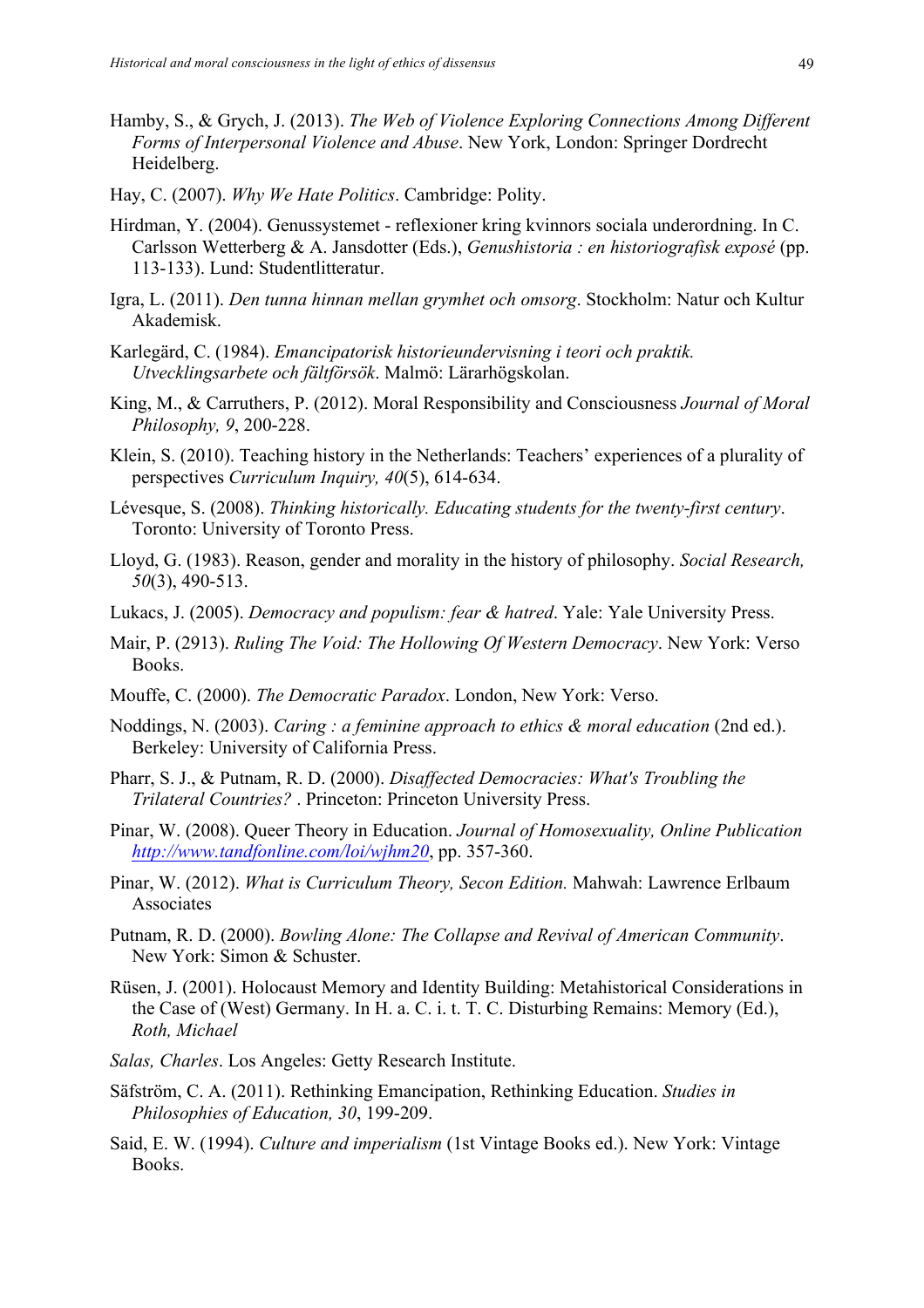Hamby, S., & Grych, J. (2013). *The Web of Violence Exploring Connections Among Different Forms of Interpersonal Violence and Abuse*. New York, London: Springer Dordrecht Heidelberg.

Hay, C. (2007). *Why We Hate Politics*. Cambridge: Polity.

Hirdman, Y. (2004). Genussystemet - reflexioner kring kvinnors sociala underordning. In C. Carlsson Wetterberg & A. Jansdotter (Eds.), *Genushistoria : en historiografisk exposé* (pp. 113-133). Lund: Studentlitteratur.

Igra, L. (2011). *Den tunna hinnan mellan grymhet och omsorg*. Stockholm: Natur och Kultur Akademisk.

Karlegärd, C. (1984). *Emancipatorisk historieundervisning i teori och praktik. Utvecklingsarbete och fältförsök*. Malmö: Lärarhögskolan.

King, M., & Carruthers, P. (2012). Moral Responsibility and Consciousness *Journal of Moral Philosophy, 9*, 200-228.

Klein, S. (2010). Teaching history in the Netherlands: Teachers' experiences of a plurality of perspectives *Curriculum Inquiry, 40*(5), 614-634.

Lévesque, S. (2008). *Thinking historically. Educating students for the twenty-first century*. Toronto: University of Toronto Press.

Lloyd, G. (1983). Reason, gender and morality in the history of philosophy. *Social Research, 50*(3), 490-513.

Lukacs, J. (2005). *Democracy and populism: fear & hatred*. Yale: Yale University Press.

Mair, P. (2913). *Ruling The Void: The Hollowing Of Western Democracy*. New York: Verso Books.

Mouffe, C. (2000). *The Democratic Paradox*. London, New York: Verso.

Noddings, N. (2003). *Caring : a feminine approach to ethics & moral education* (2nd ed.). Berkeley: University of California Press.

Pharr, S. J., & Putnam, R. D. (2000). *Disaffected Democracies: What's Troubling the Trilateral Countries?* . Princeton: Princeton University Press.

Pinar, W. (2008). Queer Theory in Education. *Journal of Homosexuality, Online Publication http://www.tandfonline.com/loi/wjhm20*, pp. 357-360.

Pinar, W. (2012). *What is Curriculum Theory, Secon Edition.* Mahwah: Lawrence Erlbaum Associates

Putnam, R. D. (2000). *Bowling Alone: The Collapse and Revival of American Community*. New York: Simon & Schuster.

Rüsen, J. (2001). Holocaust Memory and Identity Building: Metahistorical Considerations in the Case of (West) Germany. In H. a. C. i. t. T. C. Disturbing Remains: Memory (Ed.), *Roth, Michael*

*Salas, Charles*. Los Angeles: Getty Research Institute.

Säfström, C. A. (2011). Rethinking Emancipation, Rethinking Education. *Studies in Philosophies of Education, 30*, 199-209.

Said, E. W. (1994). *Culture and imperialism* (1st Vintage Books ed.). New York: Vintage Books.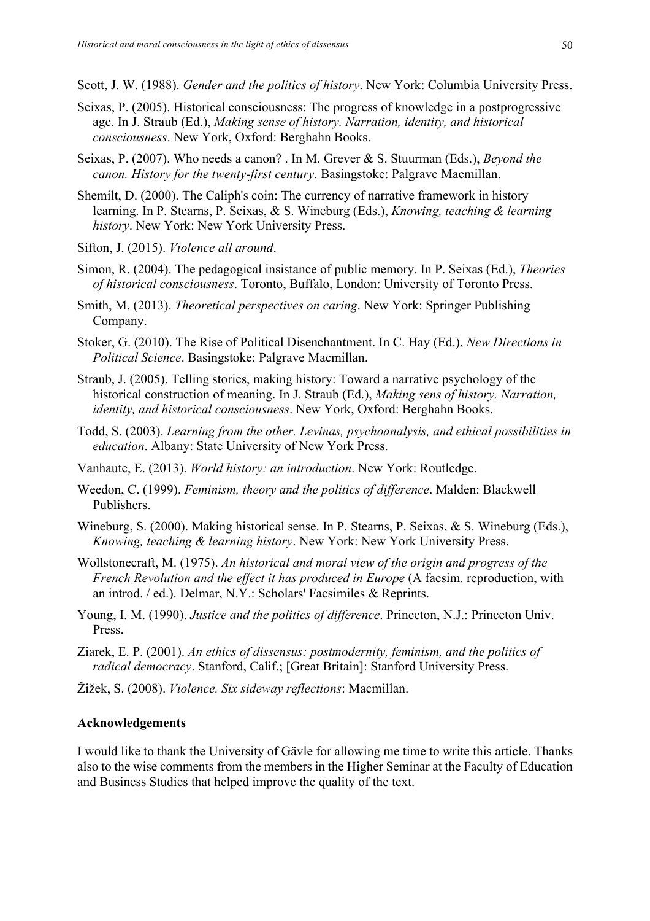Scott, J. W. (1988). *Gender and the politics of history*. New York: Columbia University Press.

Seixas, P. (2005). Historical consciousness: The progress of knowledge in a postprogressive age. In J. Straub (Ed.), *Making sense of history. Narration, identity, and historical consciousness*. New York, Oxford: Berghahn Books.

Seixas, P. (2007). Who needs a canon? . In M. Grever & S. Stuurman (Eds.), *Beyond the canon. History for the twenty-first century*. Basingstoke: Palgrave Macmillan.

Shemilt, D. (2000). The Caliph's coin: The currency of narrative framework in history learning. In P. Stearns, P. Seixas, & S. Wineburg (Eds.), *Knowing, teaching & learning history*. New York: New York University Press.

Sifton, J. (2015). *Violence all around*.

Simon, R. (2004). The pedagogical insistance of public memory. In P. Seixas (Ed.), *Theories of historical consciousness*. Toronto, Buffalo, London: University of Toronto Press.

Smith, M. (2013). *Theoretical perspectives on caring*. New York: Springer Publishing Company.

Stoker, G. (2010). The Rise of Political Disenchantment. In C. Hay (Ed.), *New Directions in Political Science*. Basingstoke: Palgrave Macmillan.

Straub, J. (2005). Telling stories, making history: Toward a narrative psychology of the historical construction of meaning. In J. Straub (Ed.), *Making sens of history. Narration, identity, and historical consciousness*. New York, Oxford: Berghahn Books.

Todd, S. (2003). *Learning from the other. Levinas, psychoanalysis, and ethical possibilities in education*. Albany: State University of New York Press.

Vanhaute, E. (2013). *World history: an introduction*. New York: Routledge.

Weedon, C. (1999). *Feminism, theory and the politics of difference*. Malden: Blackwell Publishers.

Wineburg, S. (2000). Making historical sense. In P. Stearns, P. Seixas, & S. Wineburg (Eds.), *Knowing, teaching & learning history*. New York: New York University Press.

Wollstonecraft, M. (1975). *An historical and moral view of the origin and progress of the French Revolution and the effect it has produced in Europe* (A facsim. reproduction, with an introd. / ed.). Delmar, N.Y.: Scholars' Facsimiles & Reprints.

Young, I. M. (1990). *Justice and the politics of difference*. Princeton, N.J.: Princeton Univ. Press.

Ziarek, E. P. (2001). *An ethics of dissensus: postmodernity, feminism, and the politics of radical democracy*. Stanford, Calif.; [Great Britain]: Stanford University Press.

Žižek, S. (2008). *Violence. Six sideway reflections*: Macmillan.

**Acknowledgements**

I would like to thank the University of Gävle for allowing me time to write this article. Thanks also to the wise comments from the members in the Higher Seminar at the Faculty of Education and Business Studies that helped improve the quality of the text.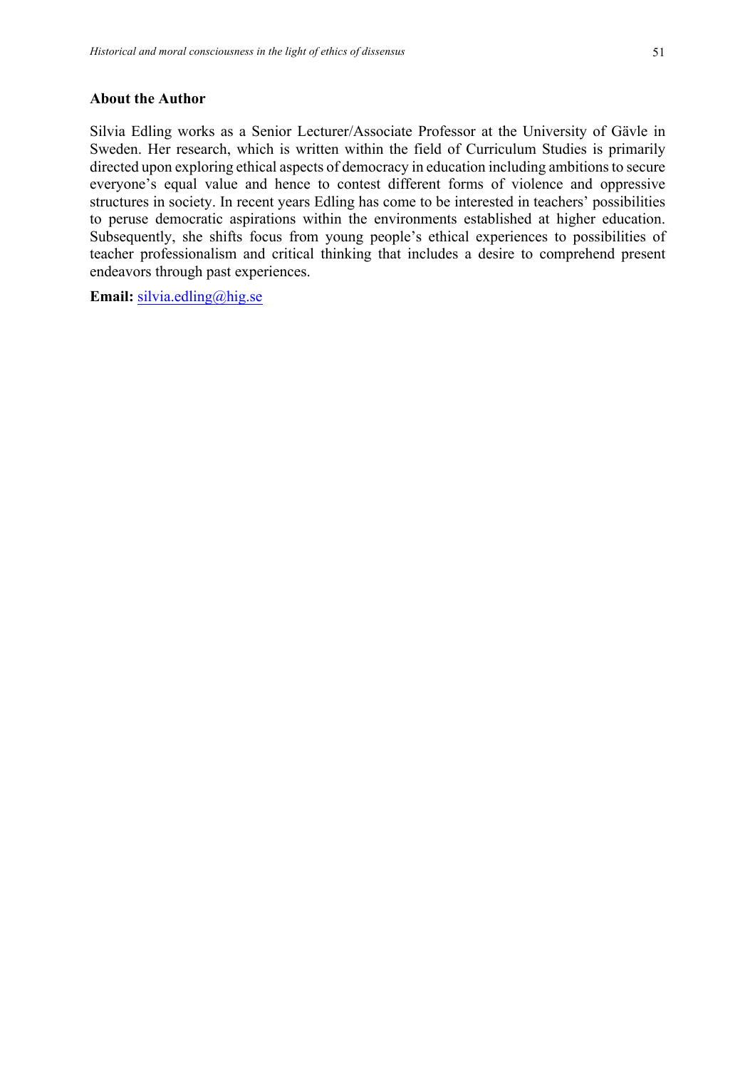**About the Author**

Silvia Edling works as a Senior Lecturer/Associate Professor at the University of Gävle in Sweden. Her research, which is written within the field of Curriculum Studies is primarily directed upon exploring ethical aspects of democracy in education including ambitions to secure everyone's equal value and hence to contest different forms of violence and oppressive structures in society. In recent years Edling has come to be interested in teachers' possibilities to peruse democratic aspirations within the environments established at higher education. Subsequently, she shifts focus from young people's ethical experiences to possibilities of teacher professionalism and critical thinking that includes a desire to comprehend present endeavors through past experiences.

**Email:** silvia.edling@hig.se